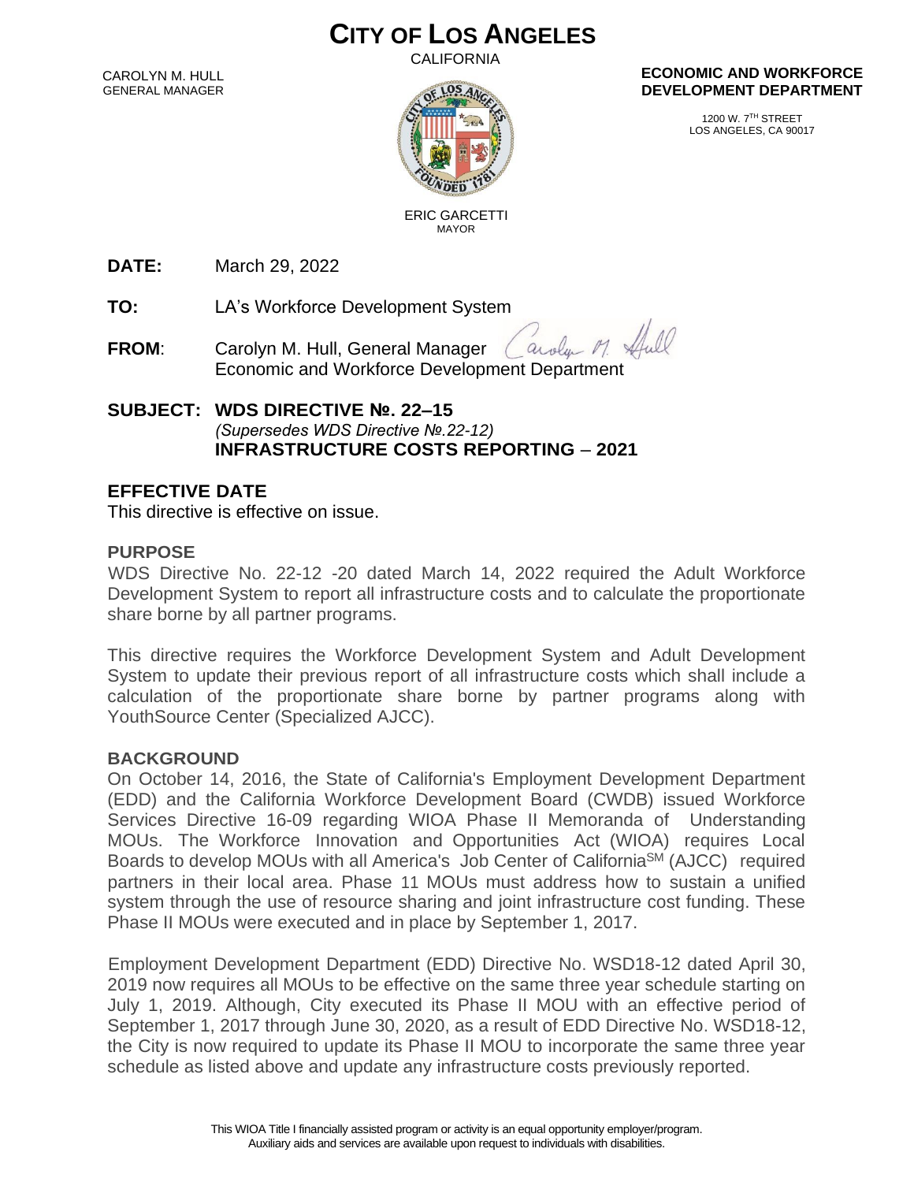# CITY OF LOS ANGELES

CALIFORNIA

CAROLYN M. HULL
GENERAL MANAGER

ERIC GARCETTI
MAYOR

**ECONOMIC AND WORKFORCE DEVELOPMENT DEPARTMENT**

1200 W. 7TH STREET
LOS ANGELES, CA 90017

**DATE:** March 29, 2022

**TO:** LA's Workforce Development System

**FROM:** Carolyn M. Hull, General Manager
Economic and Workforce Development Department

**SUBJECT: WDS DIRECTIVE №. 22–15**
*(Supersedes WDS Directive №.22-12)*
**INFRASTRUCTURE COSTS REPORTING – 2021**

## EFFECTIVE DATE

This directive is effective on issue.

### PURPOSE

WDS Directive No. 22-12 -20 dated March 14, 2022 required the Adult Workforce Development System to report all infrastructure costs and to calculate the proportionate share borne by all partner programs.

This directive requires the Workforce Development System and Adult Development System to update their previous report of all infrastructure costs which shall include a calculation of the proportionate share borne by partner programs along with YouthSource Center (Specialized AJCC).

### BACKGROUND

On October 14, 2016, the State of California's Employment Development Department (EDD) and the California Workforce Development Board (CWDB) issued Workforce Services Directive 16-09 regarding WIOA Phase II Memoranda of Understanding MOUs. The Workforce Innovation and Opportunities Act (WIOA) requires Local Boards to develop MOUs with all America's Job Center of California[SM] (AJCC) required partners in their local area. Phase 11 MOUs must address how to sustain a unified system through the use of resource sharing and joint infrastructure cost funding. These Phase II MOUs were executed and in place by September 1, 2017.

Employment Development Department (EDD) Directive No. WSD18-12 dated April 30, 2019 now requires all MOUs to be effective on the same three year schedule starting on July 1, 2019. Although, City executed its Phase II MOU with an effective period of September 1, 2017 through June 30, 2020, as a result of EDD Directive No. WSD18-12, the City is now required to update its Phase II MOU to incorporate the same three year schedule as listed above and update any infrastructure costs previously reported.

This WIOA Title I financially assisted program or activity is an equal opportunity employer/program.
Auxiliary aids and services are available upon request to individuals with disabilities.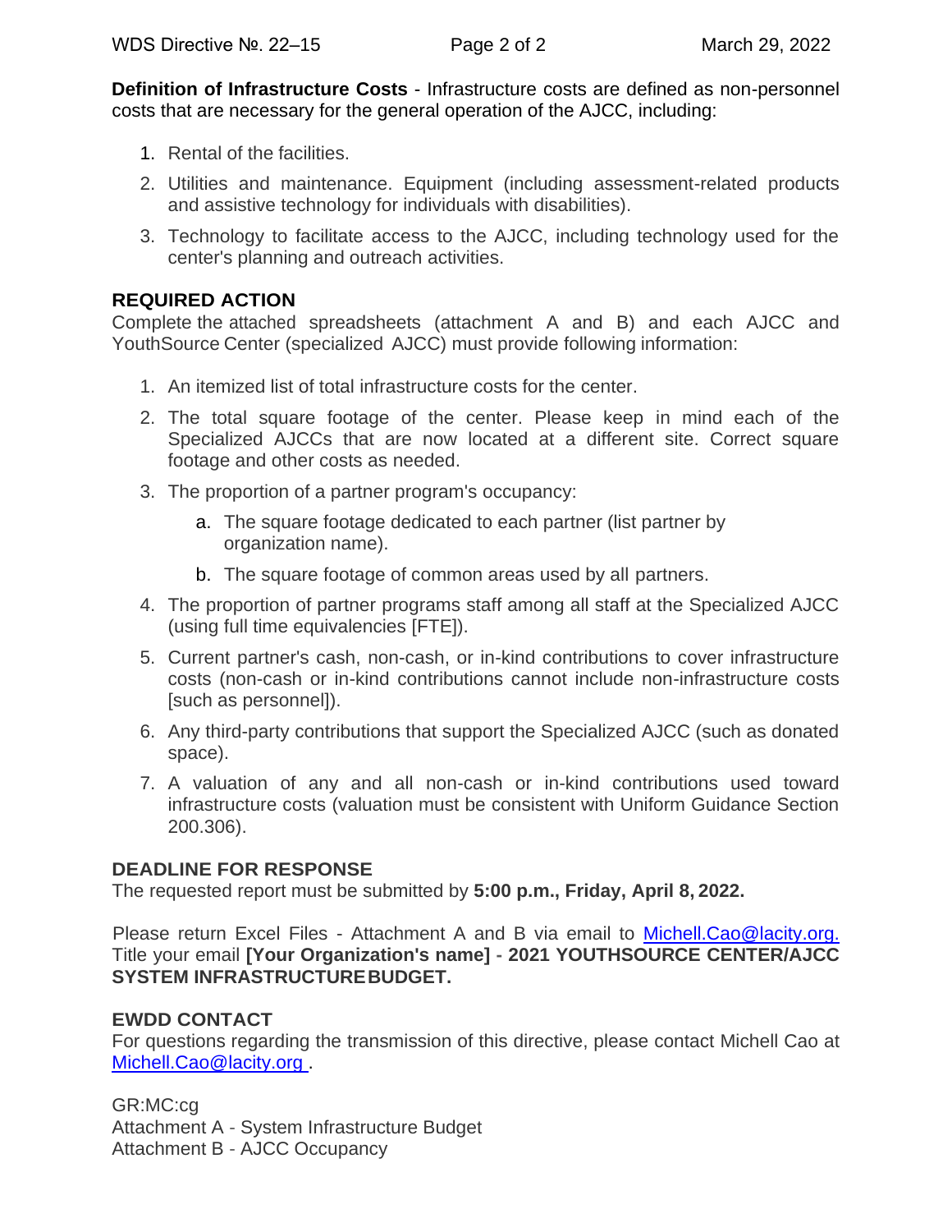**Definition of Infrastructure Costs** - Infrastructure costs are defined as non-personnel costs that are necessary for the general operation of the AJCC, including:

1. Rental of the facilities.
2. Utilities and maintenance. Equipment (including assessment-related products and assistive technology for individuals with disabilities).
3. Technology to facilitate access to the AJCC, including technology used for the center's planning and outreach activities.

## REQUIRED ACTION

Complete the attached spreadsheets (attachment A and B) and each AJCC and YouthSource Center (specialized AJCC) must provide following information:

1. An itemized list of total infrastructure costs for the center.
2. The total square footage of the center. Please keep in mind each of the Specialized AJCCs that are now located at a different site. Correct square footage and other costs as needed.
3. The proportion of a partner program's occupancy:
   a. The square footage dedicated to each partner (list partner by organization name).
   b. The square footage of common areas used by all partners.
4. The proportion of partner programs staff among all staff at the Specialized AJCC (using full time equivalencies [FTE]).
5. Current partner's cash, non-cash, or in-kind contributions to cover infrastructure costs (non-cash or in-kind contributions cannot include non-infrastructure costs [such as personnel]).
6. Any third-party contributions that support the Specialized AJCC (such as donated space).
7. A valuation of any and all non-cash or in-kind contributions used toward infrastructure costs (valuation must be consistent with Uniform Guidance Section 200.306).

## DEADLINE FOR RESPONSE

The requested report must be submitted by **5:00 p.m., Friday, April 8, 2022.**

Please return Excel Files - Attachment A and B via email to Michell.Cao@lacity.org. Title your email **[Your Organization's name] - 2021 YOUTHSOURCE CENTER/AJCC SYSTEM INFRASTRUCTURE BUDGET.**

## EWDD CONTACT

For questions regarding the transmission of this directive, please contact Michell Cao at Michell.Cao@lacity.org .

GR:MC:cg
Attachment A - System Infrastructure Budget
Attachment B - AJCC Occupancy